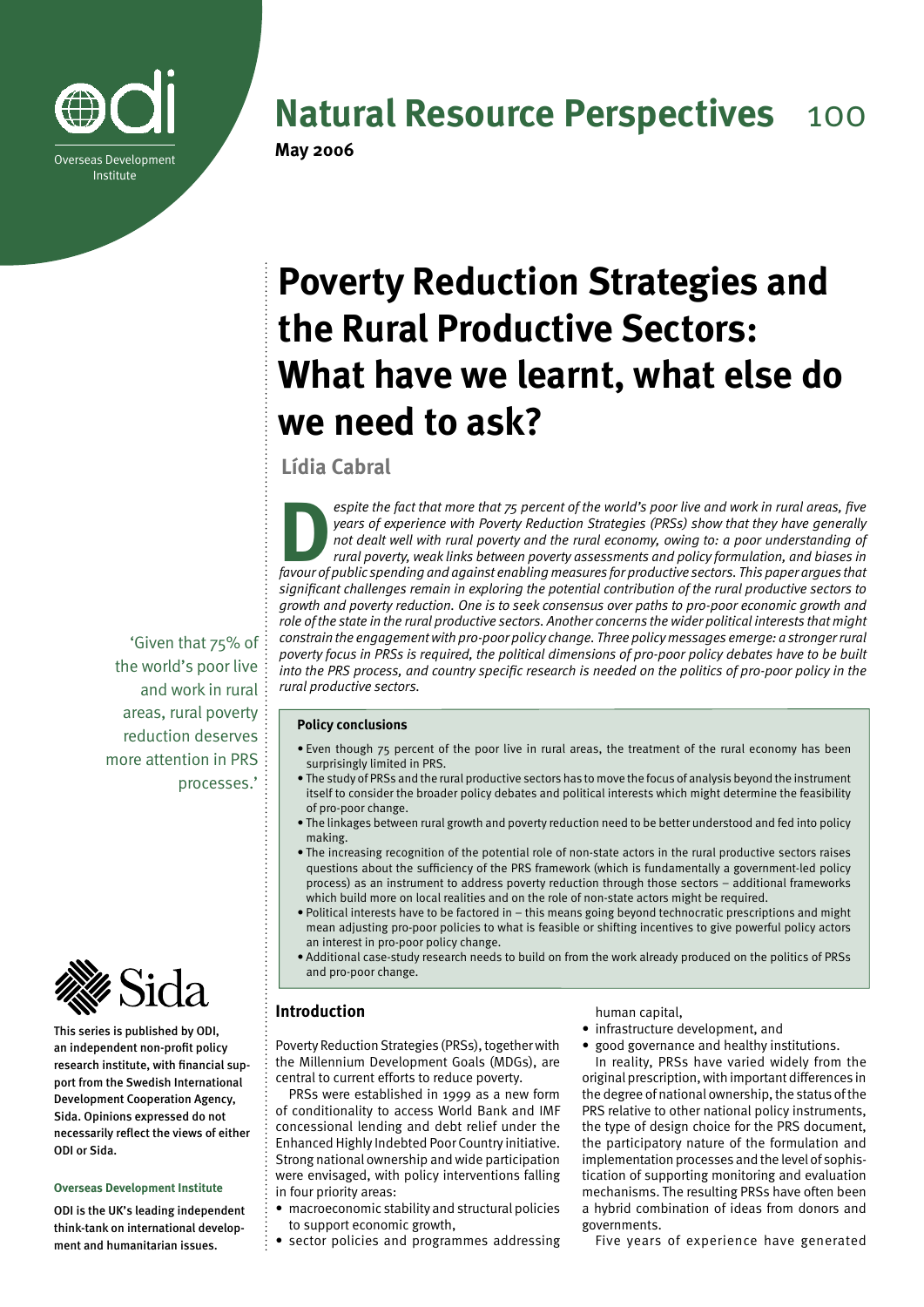Overseas Development Institute

# Natural Resource Perspectives 100

**May 2006**

# Poverty Reduction Strategies and the Rural Productive Sectors: What have we learnt, what else do we need to ask?

**Lídia Cabral**

*Despite the fact that more that 75 percent of the world's poor live and work in rural areas, five years of experience with Poverty Reduction Strategies (PRSs) show that they have generally not dealt well with rural poverty and the rural economy, owing to: a poor understanding of rural poverty, weak links between poverty assessments and policy formulation, and biases in favour of public spending and against enabling measures for productive sectors. This paper argues that significant challenges remain in exploring the potential contribution of the rural productive sectors to growth and poverty reduction. One is to seek consensus over paths to pro-poor economic growth and role of the state in the rural productive sectors. Another concerns the wider political interests that might constrain the engagement with pro-poor policy change. Three policy messages emerge: a stronger rural poverty focus in PRSs is required, the political dimensions of pro-poor policy debates have to be built into the PRS process, and country specific research is needed on the politics of pro-poor policy in the rural productive sectors.*

'Given that 75% of the world's poor live and work in rural areas, rural poverty reduction deserves more attention in PRS processes.'

**Policy conclusions**

- Even though 75 percent of the poor live in rural areas, the treatment of the rural economy has been surprisingly limited in PRS.
- The study of PRSs and the rural productive sectors has to move the focus of analysis beyond the instrument itself to consider the broader policy debates and political interests which might determine the feasibility of pro-poor change.
- The linkages between rural growth and poverty reduction need to be better understood and fed into policy making.
- The increasing recognition of the potential role of non-state actors in the rural productive sectors raises questions about the sufficiency of the PRS framework (which is fundamentally a government-led policy process) as an instrument to address poverty reduction through those sectors – additional frameworks which build more on local realities and on the role of non-state actors might be required.
- Political interests have to be factored in – this means going beyond technocratic prescriptions and might mean adjusting pro-poor policies to what is feasible or shifting incentives to give powerful policy actors an interest in pro-poor policy change.
- Additional case-study research needs to build on from the work already produced on the politics of PRSs and pro-poor change.

## Introduction

Poverty Reduction Strategies (PRSs), together with the Millennium Development Goals (MDGs), are central to current efforts to reduce poverty.

PRSs were established in 1999 as a new form of conditionality to access World Bank and IMF concessional lending and debt relief under the Enhanced Highly Indebted Poor Country initiative. Strong national ownership and wide participation were envisaged, with policy interventions falling in four priority areas:

- macroeconomic stability and structural policies to support economic growth,
- sector policies and programmes addressing human capital,
- infrastructure development, and
- good governance and healthy institutions.

In reality, PRSs have varied widely from the original prescription, with important differences in the degree of national ownership, the status of the PRS relative to other national policy instruments, the type of design choice for the PRS document, the participatory nature of the formulation and implementation processes and the level of sophistication of supporting monitoring and evaluation mechanisms. The resulting PRSs have often been a hybrid combination of ideas from donors and governments.

Five years of experience have generated

This series is published by ODI, an independent non-profit policy research institute, with financial support from the Swedish International Development Cooperation Agency, Sida. Opinions expressed do not necessarily reflect the views of either ODI or Sida.

**Overseas Development Institute**

ODI is the UK's leading independent think-tank on international development and humanitarian issues.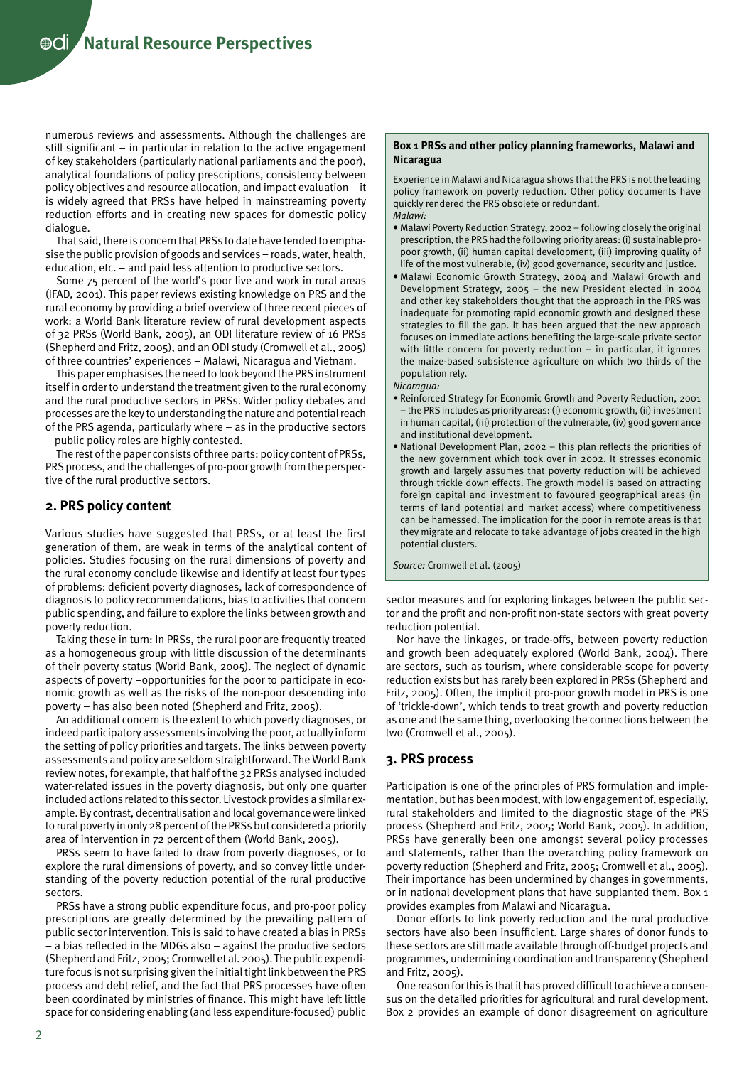numerous reviews and assessments. Although the challenges are still significant – in particular in relation to the active engagement of key stakeholders (particularly national parliaments and the poor), analytical foundations of policy prescriptions, consistency between policy objectives and resource allocation, and impact evaluation – it is widely agreed that PRSs have helped in mainstreaming poverty reduction efforts and in creating new spaces for domestic policy dialogue.

That said, there is concern that PRSs to date have tended to emphasise the public provision of goods and services – roads, water, health, education, etc. – and paid less attention to productive sectors.

Some 75 percent of the world's poor live and work in rural areas (IFAD, 2001). This paper reviews existing knowledge on PRS and the rural economy by providing a brief overview of three recent pieces of work: a World Bank literature review of rural development aspects of 32 PRSs (World Bank, 2005), an ODI literature review of 16 PRSs (Shepherd and Fritz, 2005), and an ODI study (Cromwell et al., 2005) of three countries' experiences – Malawi, Nicaragua and Vietnam.

This paper emphasises the need to look beyond the PRS instrument itself in order to understand the treatment given to the rural economy and the rural productive sectors in PRSs. Wider policy debates and processes are the key to understanding the nature and potential reach of the PRS agenda, particularly where – as in the productive sectors – public policy roles are highly contested.

The rest of the paper consists of three parts: policy content of PRSs, PRS process, and the challenges of pro-poor growth from the perspective of the rural productive sectors.

## 2. PRS policy content

Various studies have suggested that PRSs, or at least the first generation of them, are weak in terms of the analytical content of policies. Studies focusing on the rural dimensions of poverty and the rural economy conclude likewise and identify at least four types of problems: deficient poverty diagnoses, lack of correspondence of diagnosis to policy recommendations, bias to activities that concern public spending, and failure to explore the links between growth and poverty reduction.

Taking these in turn: In PRSs, the rural poor are frequently treated as a homogeneous group with little discussion of the determinants of their poverty status (World Bank, 2005). The neglect of dynamic aspects of poverty –opportunities for the poor to participate in economic growth as well as the risks of the non-poor descending into poverty – has also been noted (Shepherd and Fritz, 2005).

An additional concern is the extent to which poverty diagnoses, or indeed participatory assessments involving the poor, actually inform the setting of policy priorities and targets. The links between poverty assessments and policy are seldom straightforward. The World Bank review notes, for example, that half of the 32 PRSs analysed included water-related issues in the poverty diagnosis, but only one quarter included actions related to this sector. Livestock provides a similar example. By contrast, decentralisation and local governance were linked to rural poverty in only 28 percent of the PRSs but considered a priority area of intervention in 72 percent of them (World Bank, 2005).

PRSs seem to have failed to draw from poverty diagnoses, or to explore the rural dimensions of poverty, and so convey little understanding of the poverty reduction potential of the rural productive sectors.

PRSs have a strong public expenditure focus, and pro-poor policy prescriptions are greatly determined by the prevailing pattern of public sector intervention. This is said to have created a bias in PRSs – a bias reflected in the MDGs also – against the productive sectors (Shepherd and Fritz, 2005; Cromwell et al. 2005). The public expenditure focus is not surprising given the initial tight link between the PRS process and debt relief, and the fact that PRS processes have often been coordinated by ministries of finance. This might have left little space for considering enabling (and less expenditure-focused) public sector measures and for exploring linkages between the public sector and the profit and non-profit non-state sectors with great poverty reduction potential.

Nor have the linkages, or trade-offs, between poverty reduction and growth been adequately explored (World Bank, 2004). There are sectors, such as tourism, where considerable scope for poverty reduction exists but has rarely been explored in PRSs (Shepherd and Fritz, 2005). Often, the implicit pro-poor growth model in PRS is one of 'trickle-down', which tends to treat growth and poverty reduction as one and the same thing, overlooking the connections between the two (Cromwell et al., 2005).

> **Box 1 PRSs and other policy planning frameworks, Malawi and Nicaragua**
>
> Experience in Malawi and Nicaragua shows that the PRS is not the leading policy framework on poverty reduction. Other policy documents have quickly rendered the PRS obsolete or redundant.
>
> *Malawi:*
>
> - Malawi Poverty Reduction Strategy, 2002 – following closely the original prescription, the PRS had the following priority areas: (i) sustainable pro-poor growth, (ii) human capital development, (iii) improving quality of life of the most vulnerable, (iv) good governance, security and justice.
> - Malawi Economic Growth Strategy, 2004 and Malawi Growth and Development Strategy, 2005 – the new President elected in 2004 and other key stakeholders thought that the approach in the PRS was inadequate for promoting rapid economic growth and designed these strategies to fill the gap. It has been argued that the new approach focuses on immediate actions benefiting the large-scale private sector with little concern for poverty reduction – in particular, it ignores the maize-based subsistence agriculture on which two thirds of the population rely.
>
> *Nicaragua:*
>
> - Reinforced Strategy for Economic Growth and Poverty Reduction, 2001 – the PRS includes as priority areas: (i) economic growth, (ii) investment in human capital, (iii) protection of the vulnerable, (iv) good governance and institutional development.
> - National Development Plan, 2002 – this plan reflects the priorities of the new government which took over in 2002. It stresses economic growth and largely assumes that poverty reduction will be achieved through trickle down effects. The growth model is based on attracting foreign capital and investment to favoured geographical areas (in terms of land potential and market access) where competitiveness can be harnessed. The implication for the poor in remote areas is that they migrate and relocate to take advantage of jobs created in the high potential clusters.
>
> *Source:* Cromwell et al. (2005)

## 3. PRS process

Participation is one of the principles of PRS formulation and implementation, but has been modest, with low engagement of, especially, rural stakeholders and limited to the diagnostic stage of the PRS process (Shepherd and Fritz, 2005; World Bank, 2005). In addition, PRSs have generally been one amongst several policy processes and statements, rather than the overarching policy framework on poverty reduction (Shepherd and Fritz, 2005; Cromwell et al., 2005). Their importance has been undermined by changes in governments, or in national development plans that have supplanted them. Box 1 provides examples from Malawi and Nicaragua.

Donor efforts to link poverty reduction and the rural productive sectors have also been insufficient. Large shares of donor funds to these sectors are still made available through off-budget projects and programmes, undermining coordination and transparency (Shepherd and Fritz, 2005).

One reason for this is that it has proved difficult to achieve a consensus on the detailed priorities for agricultural and rural development. Box 2 provides an example of donor disagreement on agriculture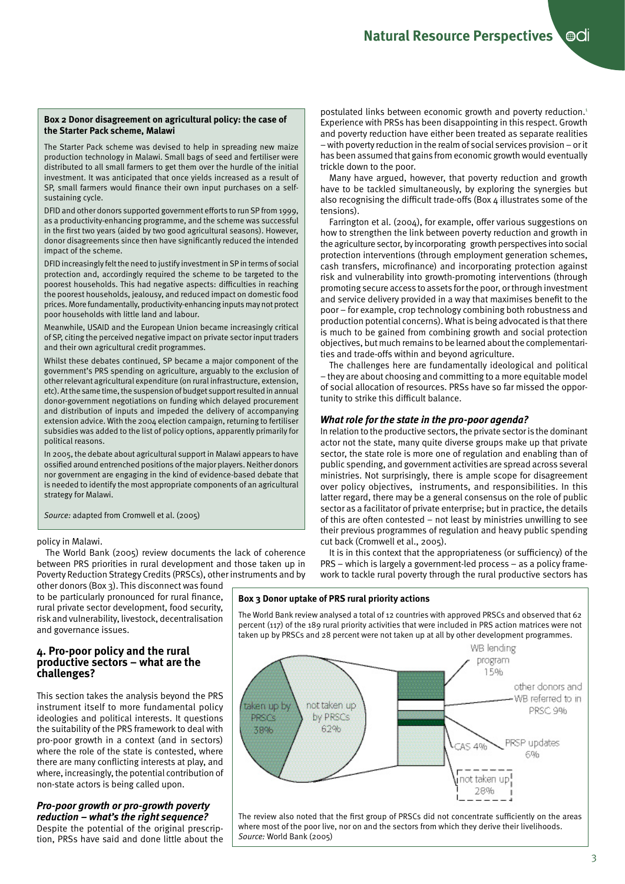**Box 2 Donor disagreement on agricultural policy: the case of the Starter Pack scheme, Malawi**

The Starter Pack scheme was devised to help in spreading new maize production technology in Malawi. Small bags of seed and fertiliser were distributed to all small farmers to get them over the hurdle of the initial investment. It was anticipated that once yields increased as a result of SP, small farmers would finance their own input purchases on a self-sustaining cycle.

DFID and other donors supported government efforts to run SP from 1999, as a productivity-enhancing programme, and the scheme was successful in the first two years (aided by two good agricultural seasons). However, donor disagreements since then have significantly reduced the intended impact of the scheme.

DFID increasingly felt the need to justify investment in SP in terms of social protection and, accordingly required the scheme to be targeted to the poorest households. This had negative aspects: difficulties in reaching the poorest households, jealousy, and reduced impact on domestic food prices. More fundamentally, productivity-enhancing inputs may not protect poor households with little land and labour.

Meanwhile, USAID and the European Union became increasingly critical of SP, citing the perceived negative impact on private sector input traders and their own agricultural credit programmes.

Whilst these debates continued, SP became a major component of the government's PRS spending on agriculture, arguably to the exclusion of other relevant agricultural expenditure (on rural infrastructure, extension, etc). At the same time, the suspension of budget support resulted in annual donor-government negotiations on funding which delayed procurement and distribution of inputs and impeded the delivery of accompanying extension advice. With the 2004 election campaign, returning to fertiliser subsidies was added to the list of policy options, apparently primarily for political reasons.

In 2005, the debate about agricultural support in Malawi appears to have ossified around entrenched positions of the major players. Neither donors nor government are engaging in the kind of evidence-based debate that is needed to identify the most appropriate components of an agricultural strategy for Malawi.

*Source:* adapted from Cromwell et al. (2005)

policy in Malawi.

The World Bank (2005) review documents the lack of coherence between PRS priorities in rural development and those taken up in Poverty Reduction Strategy Credits (PRSCs), other instruments and by other donors (Box 3). This disconnect was found to be particularly pronounced for rural finance, rural private sector development, food security, risk and vulnerability, livestock, decentralisation and governance issues.

## 4. Pro-poor policy and the rural productive sectors – what are the challenges?

This section takes the analysis beyond the PRS instrument itself to more fundamental policy ideologies and political interests. It questions the suitability of the PRS framework to deal with pro-poor growth in a context (and in sectors) where the role of the state is contested, where there are many conflicting interests at play, and where, increasingly, the potential contribution of non-state actors is being called upon.

### *Pro-poor growth or pro-growth poverty reduction – what's the right sequence?*

Despite the potential of the original prescription, PRSs have said and done little about the postulated links between economic growth and poverty reduction.[1] Experience with PRSs has been disappointing in this respect. Growth and poverty reduction have either been treated as separate realities – with poverty reduction in the realm of social services provision – or it has been assumed that gains from economic growth would eventually trickle down to the poor.

Many have argued, however, that poverty reduction and growth have to be tackled simultaneously, by exploring the synergies but also recognising the difficult trade-offs (Box 4 illustrates some of the tensions).

Farrington et al. (2004), for example, offer various suggestions on how to strengthen the link between poverty reduction and growth in the agriculture sector, by incorporating growth perspectives into social protection interventions (through employment generation schemes, cash transfers, microfinance) and incorporating protection against risk and vulnerability into growth-promoting interventions (through promoting secure access to assets for the poor, or through investment and service delivery provided in a way that maximises benefit to the poor – for example, crop technology combining both robustness and production potential concerns). What is being advocated is that there is much to be gained from combining growth and social protection objectives, but much remains to be learned about the complementarities and trade-offs within and beyond agriculture.

The challenges here are fundamentally ideological and political – they are about choosing and committing to a more equitable model of social allocation of resources. PRSs have so far missed the opportunity to strike this difficult balance.

### *What role for the state in the pro-poor agenda?*

In relation to the productive sectors, the private sector is the dominant actor not the state, many quite diverse groups make up that private sector, the state role is more one of regulation and enabling than of public spending, and government activities are spread across several ministries. Not surprisingly, there is ample scope for disagreement over policy objectives, instruments, and responsibilities. In this latter regard, there may be a general consensus on the role of public sector as a facilitator of private enterprise; but in practice, the details of this are often contested – not least by ministries unwilling to see their previous programmes of regulation and heavy public spending cut back (Cromwell et al., 2005).

It is in this context that the appropriateness (or sufficiency) of the PRS – which is largely a government-led process – as a policy framework to tackle rural poverty through the rural productive sectors has

**Box 3 Donor uptake of PRS rural priority actions**

The World Bank review analysed a total of 12 countries with approved PRSCs and observed that 62 percent (117) of the 189 rural priority activities that were included in PRS action matrices were not taken up by PRSCs and 28 percent were not taken up at all by other development programmes.

taken up by PRSCs 38%; not taken up by PRSCs 62%; WB lending program 15%; other donors and WB referred to in PRSC 9%; CAS 4%; PRSP updates 6%; not taken up 28%

The review also noted that the first group of PRSCs did not concentrate sufficiently on the areas where most of the poor live, nor on and the sectors from which they derive their livelihoods.
*Source:* World Bank (2005)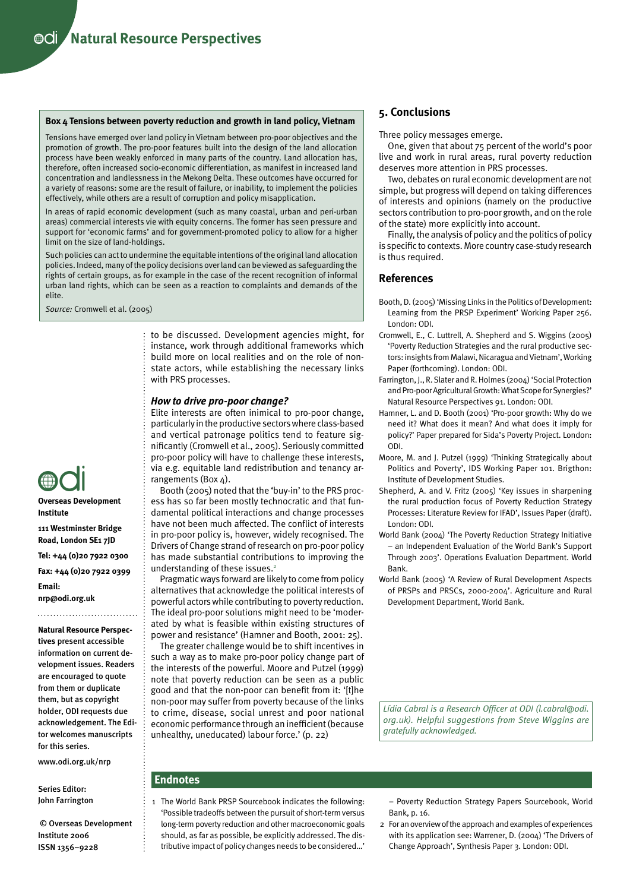### Box 4 Tensions between poverty reduction and growth in land policy, Vietnam

Tensions have emerged over land policy in Vietnam between pro-poor objectives and the promotion of growth. The pro-poor features built into the design of the land allocation process have been weakly enforced in many parts of the country. Land allocation has, therefore, often increased socio-economic differentiation, as manifest in increased land concentration and landlessness in the Mekong Delta. These outcomes have occurred for a variety of reasons: some are the result of failure, or inability, to implement the policies effectively, while others are a result of corruption and policy misapplication.

In areas of rapid economic development (such as many coastal, urban and peri-urban areas) commercial interests vie with equity concerns. The former has seen pressure and support for 'economic farms' and for government-promoted policy to allow for a higher limit on the size of land-holdings.

Such policies can act to undermine the equitable intentions of the original land allocation policies. Indeed, many of the policy decisions over land can be viewed as safeguarding the rights of certain groups, as for example in the case of the recent recognition of informal urban land rights, which can be seen as a reaction to complaints and demands of the elite.

*Source:* Cromwell et al. (2005)

to be discussed. Development agencies might, for instance, work through additional frameworks which build more on local realities and on the role of non-state actors, while establishing the necessary links with PRS processes.

### *How to drive pro-poor change?*

Elite interests are often inimical to pro-poor change, particularly in the productive sectors where class-based and vertical patronage politics tend to feature significantly (Cromwell et al., 2005). Seriously committed pro-poor policy will have to challenge these interests, via e.g. equitable land redistribution and tenancy arrangements (Box 4).

Booth (2005) noted that the 'buy-in' to the PRS process has so far been mostly technocratic and that fundamental political interactions and change processes have not been much affected. The conflict of interests in pro-poor policy is, however, widely recognised. The Drivers of Change strand of research on pro-poor policy has made substantial contributions to improving the understanding of these issues.[2]

Pragmatic ways forward are likely to come from policy alternatives that acknowledge the political interests of powerful actors while contributing to poverty reduction. The ideal pro-poor solutions might need to be 'moderated by what is feasible within existing structures of power and resistance' (Hamner and Booth, 2001: 25).

The greater challenge would be to shift incentives in such a way as to make pro-poor policy change part of the interests of the powerful. Moore and Putzel (1999) note that poverty reduction can be seen as a public good and that the non-poor can benefit from it: '[t]he non-poor may suffer from poverty because of the links to crime, disease, social unrest and poor national economic performance through an inefficient (because unhealthy, uneducated) labour force.' (p. 22)

## 5. Conclusions

Three policy messages emerge.

One, given that about 75 percent of the world's poor live and work in rural areas, rural poverty reduction deserves more attention in PRS processes.

Two, debates on rural economic development are not simple, but progress will depend on taking differences of interests and opinions (namely on the productive sectors contribution to pro-poor growth, and on the role of the state) more explicitly into account.

Finally, the analysis of policy and the politics of policy is specific to contexts. More country case-study research is thus required.

## References

Booth, D. (2005) 'Missing Links in the Politics of Development: Learning from the PRSP Experiment' Working Paper 256. London: ODI.

Cromwell, E., C. Luttrell, A. Shepherd and S. Wiggins (2005) 'Poverty Reduction Strategies and the rural productive sectors: insights from Malawi, Nicaragua and Vietnam', Working Paper (forthcoming). London: ODI.

Farrington, J., R. Slater and R. Holmes (2004) 'Social Protection and Pro-poor Agricultural Growth: What Scope for Synergies?' Natural Resource Perspectives 91. London: ODI.

Hamner, L. and D. Booth (2001) 'Pro-poor growth: Why do we need it? What does it mean? And what does it imply for policy?' Paper prepared for Sida's Poverty Project. London: ODI.

Moore, M. and J. Putzel (1999) 'Thinking Strategically about Politics and Poverty', IDS Working Paper 101. Brigthon: Institute of Development Studies.

Shepherd, A. and V. Fritz (2005) 'Key issues in sharpening the rural production focus of Poverty Reduction Strategy Processes: Literature Review for IFAD', Issues Paper (draft). London: ODI.

World Bank (2004) 'The Poverty Reduction Strategy Initiative – an Independent Evaluation of the World Bank's Support Through 2003'. Operations Evaluation Department. World Bank.

World Bank (2005) 'A Review of Rural Development Aspects of PRSPs and PRSCs, 2000-2004'. Agriculture and Rural Development Department, World Bank.

*Lídia Cabral is a Research Officer at ODI (l.cabral@odi.org.uk). Helpful suggestions from Steve Wiggins are gratefully acknowledged.*

## Endnotes

1. The World Bank PRSP Sourcebook indicates the following: 'Possible tradeoffs between the pursuit of short-term versus long-term poverty reduction and other macroeconomic goals should, as far as possible, be explicitly addressed. The distributive impact of policy changes needs to be considered...' – Poverty Reduction Strategy Papers Sourcebook, World Bank, p. 16.
2. For an overview of the approach and examples of experiences with its application see: Warrener, D. (2004) 'The Drivers of Change Approach', Synthesis Paper 3. London: ODI.

**Overseas Development Institute**

**111 Westminster Bridge Road, London SE1 7JD**

**Tel: +44 (0)20 7922 0300**

**Fax: +44 (0)20 7922 0399**

**Email: nrp@odi.org.uk**

**Natural Resource Perspectives** present accessible information on current development issues. Readers are encouraged to quote from them or duplicate them, but as copyright holder, ODI requests due acknowledgement. The Editor welcomes manuscripts for this series.

www.odi.org.uk/nrp

Series Editor: John Farrington

© Overseas Development Institute 2006
ISSN 1356–9228